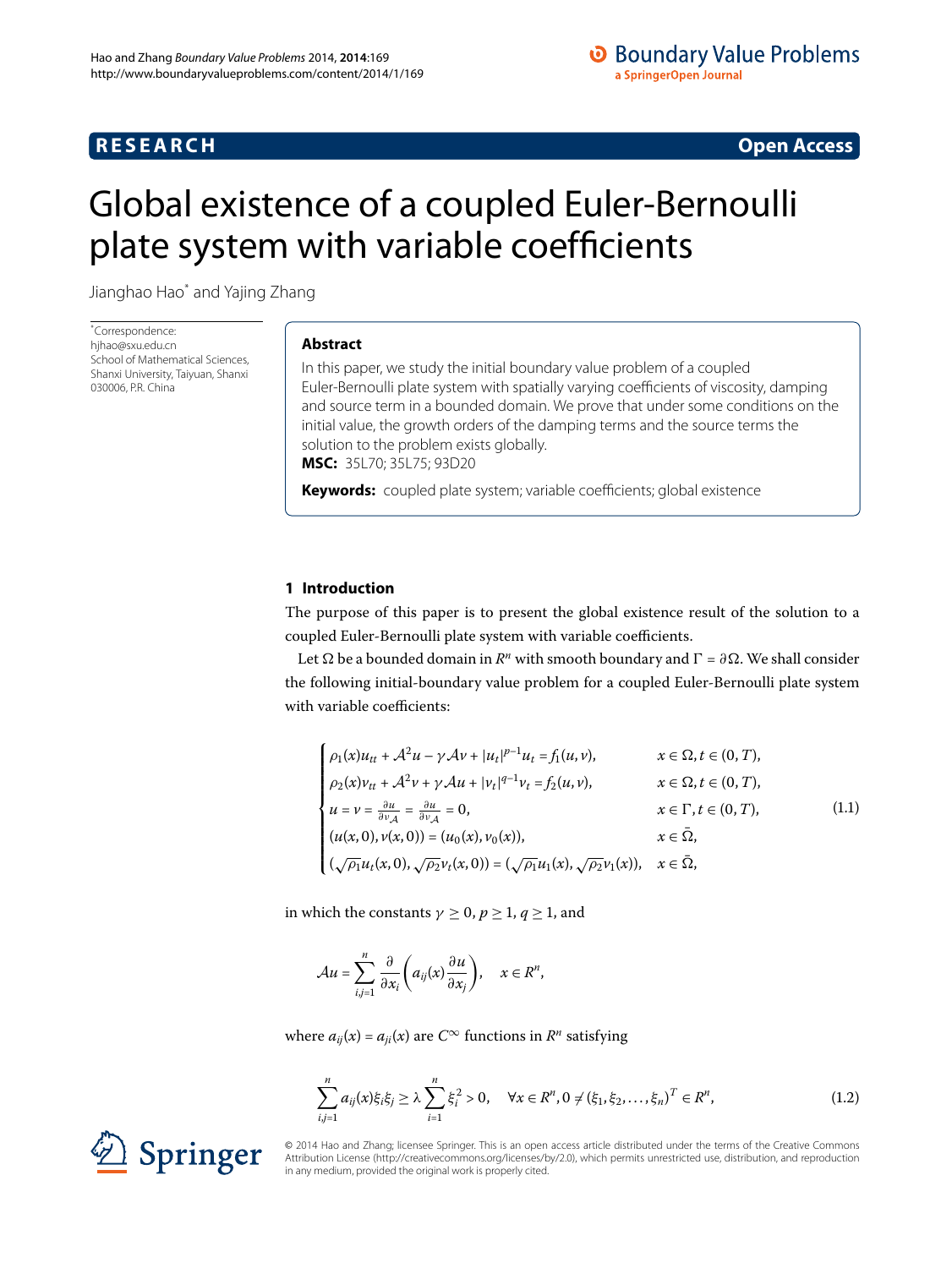# Global existence of a coupled Euler-Bernoulli plate system with variable coefficients

Jianghao Hao* and Yajing Zhang

*Correspondence: hjhao@sxu.edu.cn
School of Mathematical Sciences, Shanxi University, Taiyuan, Shanxi 030006, P.R. China

## Abstract

In this paper, we study the initial boundary value problem of a coupled Euler-Bernoulli plate system with spatially varying coefficients of viscosity, damping and source term in a bounded domain. We prove that under some conditions on the initial value, the growth orders of the damping terms and the source terms the solution to the problem exists globally.

**MSC:** 35L70; 35L75; 93D20

**Keywords:** coupled plate system; variable coefficients; global existence

## 1 Introduction

The purpose of this paper is to present the global existence result of the solution to a coupled Euler-Bernoulli plate system with variable coefficients.

Let $\Omega$ be a bounded domain in $R^n$ with smooth boundary and $\Gamma = \partial\Omega$. We shall consider the following initial-boundary value problem for a coupled Euler-Bernoulli plate system with variable coefficients:

$$
\begin{cases}
\rho_1(x)u_{tt} + \mathcal{A}^2 u - \gamma\mathcal{A}v + |u_t|^{p-1}u_t = f_1(u,v), & x \in \Omega, t \in (0,T), \\
\rho_2(x)v_{tt} + \mathcal{A}^2 v + \gamma\mathcal{A}u + |v_t|^{q-1}v_t = f_2(u,v), & x \in \Omega, t \in (0,T), \\
u = v = \frac{\partial u}{\partial \nu_{\mathcal{A}}} = \frac{\partial u}{\partial \nu_{\mathcal{A}}} = 0, & x \in \Gamma, t \in (0,T), \\
(u(x,0), v(x,0)) = (u_0(x), v_0(x)), & x \in \bar{\Omega}, \\
(\sqrt{\rho_1}u_t(x,0), \sqrt{\rho_2}v_t(x,0)) = (\sqrt{\rho_1}u_1(x), \sqrt{\rho_2}v_1(x)), & x \in \bar{\Omega},
\end{cases}
\tag{1.1}
$$

in which the constants $\gamma \geq 0$, $p \geq 1$, $q \geq 1$, and

$$
\mathcal{A}u = \sum_{i,j=1}^{n} \frac{\partial}{\partial x_i}\left(a_{ij}(x)\frac{\partial u}{\partial x_j}\right), \quad x \in R^n,
$$

where $a_{ij}(x) = a_{ji}(x)$ are $C^\infty$ functions in $R^n$ satisfying

$$
\sum_{i,j=1}^{n} a_{ij}(x)\xi_i\xi_j \geq \lambda \sum_{i=1}^{n} \xi_i^2 > 0, \quad \forall x \in R^n, 0 \neq (\xi_1, \xi_2, \ldots, \xi_n)^T \in R^n,
\tag{1.2}
$$

© 2014 Hao and Zhang; licensee Springer. This is an open access article distributed under the terms of the Creative Commons Attribution License (http://creativecommons.org/licenses/by/2.0), which permits unrestricted use, distribution, and reproduction in any medium, provided the original work is properly cited.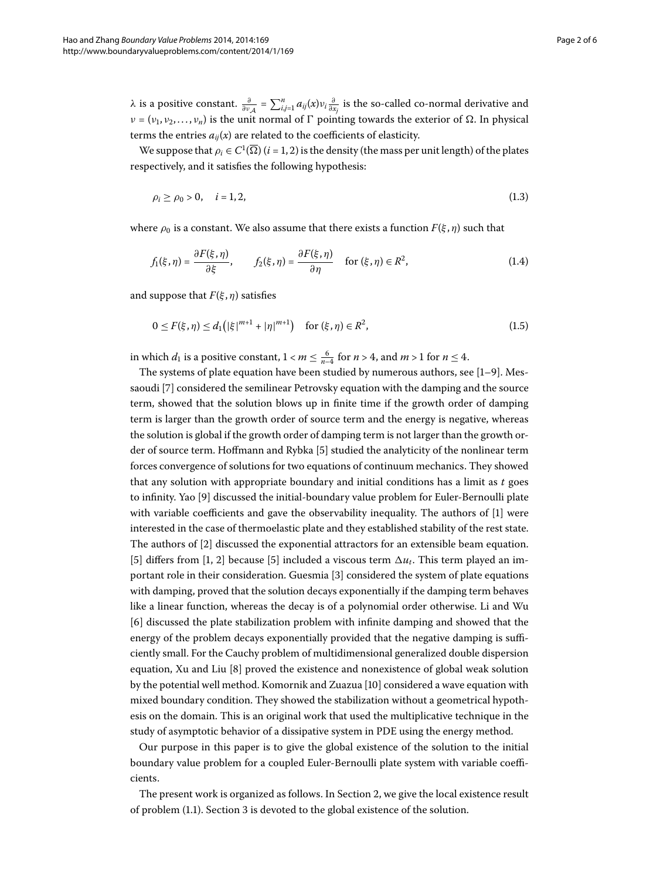$\lambda$ is a positive constant. $\frac{\partial}{\partial \nu_{\mathcal{A}}} = \sum_{i,j=1}^{n} a_{ij}(x)\nu_i \frac{\partial}{\partial x_j}$ is the so-called co-normal derivative and $\nu = (\nu_1, \nu_2, \ldots, \nu_n)$ is the unit normal of $\Gamma$ pointing towards the exterior of $\Omega$. In physical terms the entries $a_{ij}(x)$ are related to the coefficients of elasticity.

We suppose that $\rho_i \in C^1(\overline{\Omega})$ ($i = 1, 2$) is the density (the mass per unit length) of the plates respectively, and it satisfies the following hypothesis:

$$\rho_i \geq \rho_0 > 0, \quad i = 1, 2, \tag{1.3}$$

where $\rho_0$ is a constant. We also assume that there exists a function $F(\xi, \eta)$ such that

$$f_1(\xi, \eta) = \frac{\partial F(\xi, \eta)}{\partial \xi}, \qquad f_2(\xi, \eta) = \frac{\partial F(\xi, \eta)}{\partial \eta} \quad \text{for } (\xi, \eta) \in R^2, \tag{1.4}$$

and suppose that $F(\xi, \eta)$ satisfies

$$0 \leq F(\xi, \eta) \leq d_1\left(|\xi|^{m+1} + |\eta|^{m+1}\right) \quad \text{for } (\xi, \eta) \in R^2, \tag{1.5}$$

in which $d_1$ is a positive constant, $1 < m \leq \frac{6}{n-4}$ for $n > 4$, and $m > 1$ for $n \leq 4$.

The systems of plate equation have been studied by numerous authors, see [1–9]. Messaoudi [7] considered the semilinear Petrovsky equation with the damping and the source term, showed that the solution blows up in finite time if the growth order of damping term is larger than the growth order of source term and the energy is negative, whereas the solution is global if the growth order of damping term is not larger than the growth order of source term. Hoffmann and Rybka [5] studied the analyticity of the nonlinear term forces convergence of solutions for two equations of continuum mechanics. They showed that any solution with appropriate boundary and initial conditions has a limit as $t$ goes to infinity. Yao [9] discussed the initial-boundary value problem for Euler-Bernoulli plate with variable coefficients and gave the observability inequality. The authors of [1] were interested in the case of thermoelastic plate and they established stability of the rest state. The authors of [2] discussed the exponential attractors for an extensible beam equation. [5] differs from [1, 2] because [5] included a viscous term $\Delta u_t$. This term played an important role in their consideration. Guesmia [3] considered the system of plate equations with damping, proved that the solution decays exponentially if the damping term behaves like a linear function, whereas the decay is of a polynomial order otherwise. Li and Wu [6] discussed the plate stabilization problem with infinite damping and showed that the energy of the problem decays exponentially provided that the negative damping is sufficiently small. For the Cauchy problem of multidimensional generalized double dispersion equation, Xu and Liu [8] proved the existence and nonexistence of global weak solution by the potential well method. Komornik and Zuazua [10] considered a wave equation with mixed boundary condition. They showed the stabilization without a geometrical hypothesis on the domain. This is an original work that used the multiplicative technique in the study of asymptotic behavior of a dissipative system in PDE using the energy method.

Our purpose in this paper is to give the global existence of the solution to the initial boundary value problem for a coupled Euler-Bernoulli plate system with variable coefficients.

The present work is organized as follows. In Section 2, we give the local existence result of problem (1.1). Section 3 is devoted to the global existence of the solution.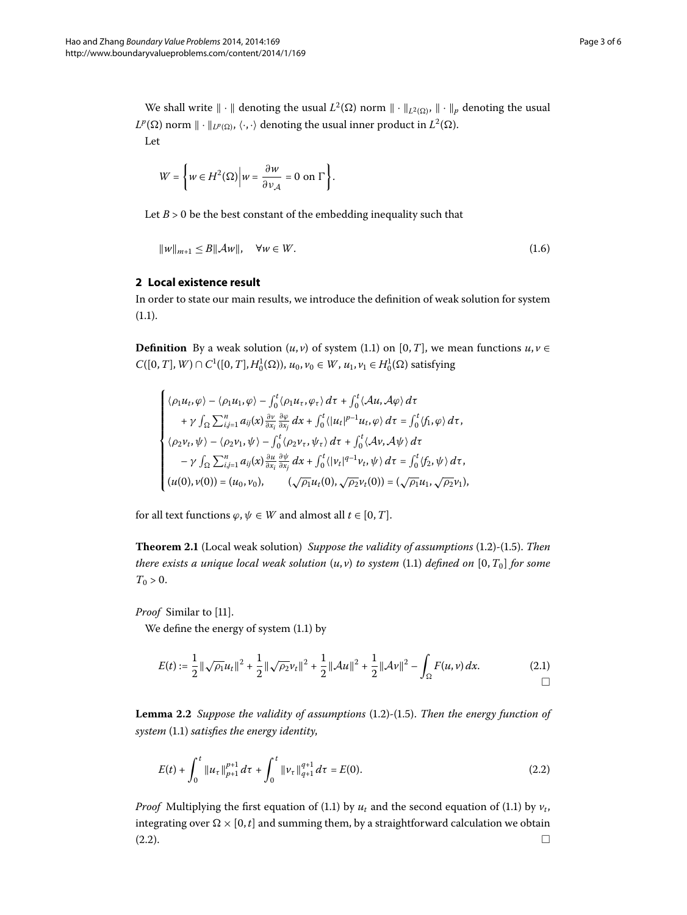We shall write $\|\cdot\|$ denoting the usual $L^2(\Omega)$ norm $\|\cdot\|_{L^2(\Omega)}$, $\|\cdot\|_p$ denoting the usual $L^p(\Omega)$ norm $\|\cdot\|_{L^p(\Omega)}$, $\langle\cdot,\cdot\rangle$ denoting the usual inner product in $L^2(\Omega)$.

Let

$$W = \left\{ w \in H^2(\Omega) \,\middle|\, w = \frac{\partial w}{\partial \nu_{\mathcal{A}}} = 0 \text{ on } \Gamma \right\}.$$

Let $B > 0$ be the best constant of the embedding inequality such that

$$\|w\|_{m+1} \le B\|\mathcal{A}w\|, \quad \forall w \in W. \tag{1.6}$$

## 2 Local existence result

In order to state our main results, we introduce the definition of weak solution for system (1.1).

**Definition** By a weak solution $(u,v)$ of system (1.1) on $[0,T]$, we mean functions $u, v \in C([0,T], W) \cap C^1([0,T], H_0^1(\Omega))$, $u_0, v_0 \in W$, $u_1, v_1 \in H_0^1(\Omega)$ satisfying

$$\begin{cases} \langle \rho_1 u_t, \varphi\rangle - \langle \rho_1 u_1, \varphi\rangle - \int_0^t \langle \rho_1 u_\tau, \varphi_\tau\rangle\,d\tau + \int_0^t \langle \mathcal{A}u, \mathcal{A}\varphi\rangle\,d\tau \\ \quad + \gamma \int_\Omega \sum_{i,j=1}^n a_{ij}(x) \frac{\partial v}{\partial x_i}\frac{\partial \varphi}{\partial x_j}\,dx + \int_0^t \langle |u_t|^{p-1}u_t, \varphi\rangle\,d\tau = \int_0^t \langle f_1, \varphi\rangle\,d\tau, \\ \langle \rho_2 v_t, \psi\rangle - \langle \rho_2 v_1, \psi\rangle - \int_0^t \langle \rho_2 v_\tau, \psi_\tau\rangle\,d\tau + \int_0^t \langle \mathcal{A}v, \mathcal{A}\psi\rangle\,d\tau \\ \quad - \gamma \int_\Omega \sum_{i,j=1}^n a_{ij}(x) \frac{\partial u}{\partial x_i}\frac{\partial \psi}{\partial x_j}\,dx + \int_0^t \langle |v_t|^{q-1}v_t, \psi\rangle\,d\tau = \int_0^t \langle f_2, \psi\rangle\,d\tau, \\ (u(0), v(0)) = (u_0, v_0), \qquad (\sqrt{\rho_1}u_t(0), \sqrt{\rho_2}v_t(0)) = (\sqrt{\rho_1}u_1, \sqrt{\rho_2}v_1), \end{cases}$$

for all text functions $\varphi, \psi \in W$ and almost all $t \in [0,T]$.

**Theorem 2.1** (Local weak solution) *Suppose the validity of assumptions* (1.2)-(1.5). *Then there exists a unique local weak solution* $(u,v)$ *to system* (1.1) *defined on* $[0,T_0]$ *for some* $T_0 > 0$.

*Proof* Similar to [11].

We define the energy of system (1.1) by

$$E(t) := \frac{1}{2}\|\sqrt{\rho_1}u_t\|^2 + \frac{1}{2}\|\sqrt{\rho_2}v_t\|^2 + \frac{1}{2}\|\mathcal{A}u\|^2 + \frac{1}{2}\|\mathcal{A}v\|^2 - \int_\Omega F(u,v)\,dx. \tag{2.1}$$

□

**Lemma 2.2** *Suppose the validity of assumptions* (1.2)-(1.5). *Then the energy function of system* (1.1) *satisfies the energy identity,*

$$E(t) + \int_0^t \|u_\tau\|_{p+1}^{p+1}\,d\tau + \int_0^t \|v_\tau\|_{q+1}^{q+1}\,d\tau = E(0). \tag{2.2}$$

*Proof* Multiplying the first equation of (1.1) by $u_t$ and the second equation of (1.1) by $v_t$, integrating over $\Omega \times [0,t]$ and summing them, by a straightforward calculation we obtain (2.2). □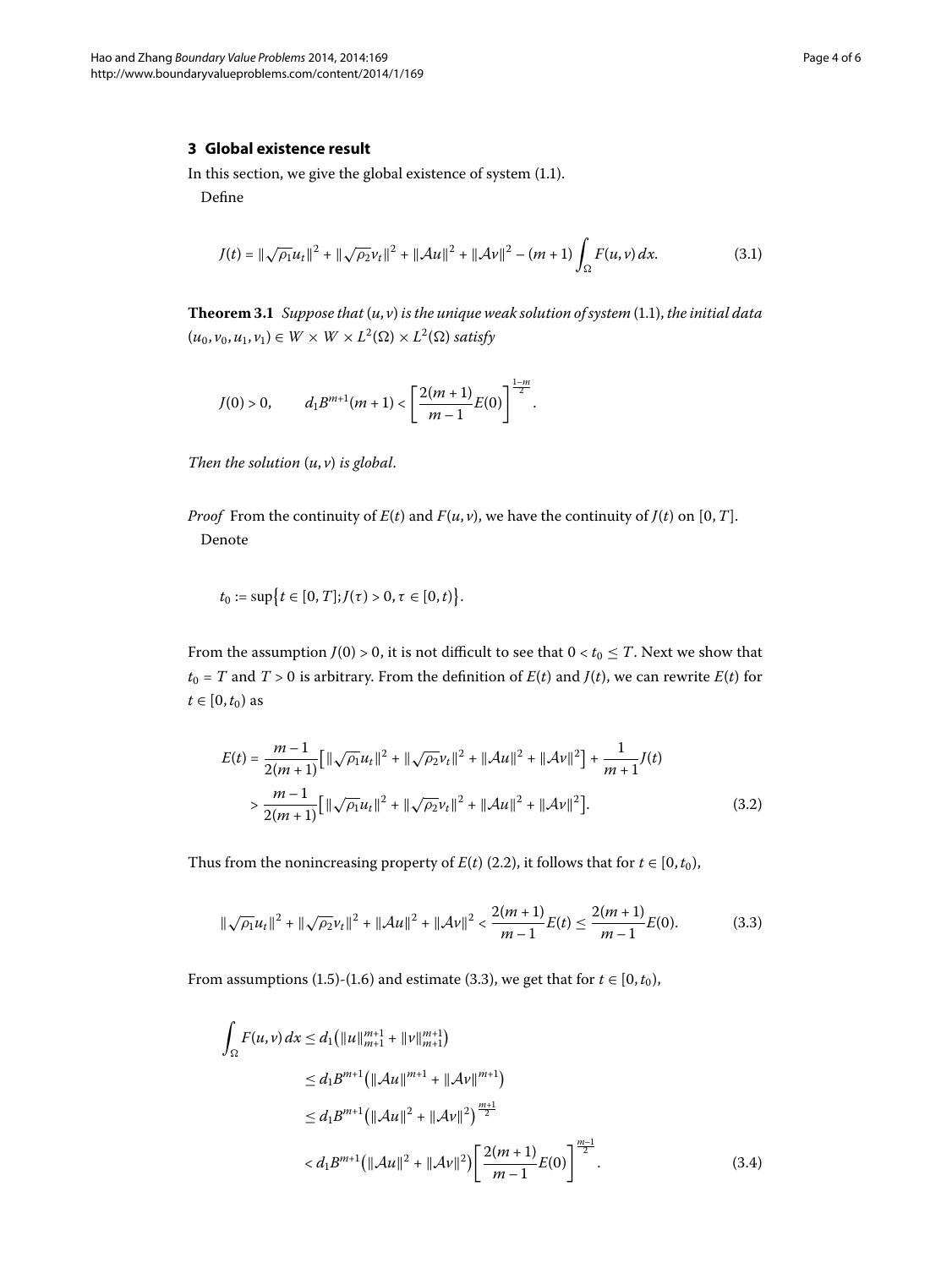## 3 Global existence result

In this section, we give the global existence of system (1.1).

Define

$$J(t) = \|\sqrt{\rho_1}u_t\|^2 + \|\sqrt{\rho_2}v_t\|^2 + \|\mathcal{A}u\|^2 + \|\mathcal{A}v\|^2 - (m+1)\int_\Omega F(u,v)\,dx. \tag{3.1}$$

**Theorem 3.1** *Suppose that $(u,v)$ is the unique weak solution of system* (1.1), *the initial data $(u_0, v_0, u_1, v_1) \in W \times W \times L^2(\Omega) \times L^2(\Omega)$ satisfy*

$$J(0) > 0, \qquad d_1 B^{m+1}(m+1) < \left[\frac{2(m+1)}{m-1}E(0)\right]^{\frac{1-m}{2}}.$$

*Then the solution $(u,v)$ is global.*

*Proof* From the continuity of $E(t)$ and $F(u,v)$, we have the continuity of $J(t)$ on $[0,T]$.

Denote

$$t_0 := \sup\{t \in [0,T]; J(\tau) > 0, \tau \in [0,t)\}.$$

From the assumption $J(0) > 0$, it is not difficult to see that $0 < t_0 \le T$. Next we show that $t_0 = T$ and $T > 0$ is arbitrary. From the definition of $E(t)$ and $J(t)$, we can rewrite $E(t)$ for $t \in [0, t_0)$ as

$$\begin{aligned}
E(t) &= \frac{m-1}{2(m+1)}\left[\|\sqrt{\rho_1}u_t\|^2 + \|\sqrt{\rho_2}v_t\|^2 + \|\mathcal{A}u\|^2 + \|\mathcal{A}v\|^2\right] + \frac{1}{m+1}J(t) \\
&> \frac{m-1}{2(m+1)}\left[\|\sqrt{\rho_1}u_t\|^2 + \|\sqrt{\rho_2}v_t\|^2 + \|\mathcal{A}u\|^2 + \|\mathcal{A}v\|^2\right].
\end{aligned} \tag{3.2}$$

Thus from the nonincreasing property of $E(t)$ (2.2), it follows that for $t \in [0, t_0)$,

$$\|\sqrt{\rho_1}u_t\|^2 + \|\sqrt{\rho_2}v_t\|^2 + \|\mathcal{A}u\|^2 + \|\mathcal{A}v\|^2 < \frac{2(m+1)}{m-1}E(t) \le \frac{2(m+1)}{m-1}E(0). \tag{3.3}$$

From assumptions (1.5)-(1.6) and estimate (3.3), we get that for $t \in [0, t_0)$,

$$\begin{aligned}
\int_\Omega F(u,v)\,dx &\le d_1\left(\|u\|_{m+1}^{m+1} + \|v\|_{m+1}^{m+1}\right) \\
&\le d_1 B^{m+1}\left(\|\mathcal{A}u\|^{m+1} + \|\mathcal{A}v\|^{m+1}\right) \\
&\le d_1 B^{m+1}\left(\|\mathcal{A}u\|^2 + \|\mathcal{A}v\|^2\right)^{\frac{m+1}{2}} \\
&< d_1 B^{m+1}\left(\|\mathcal{A}u\|^2 + \|\mathcal{A}v\|^2\right)\left[\frac{2(m+1)}{m-1}E(0)\right]^{\frac{m-1}{2}}.
\end{aligned} \tag{3.4}$$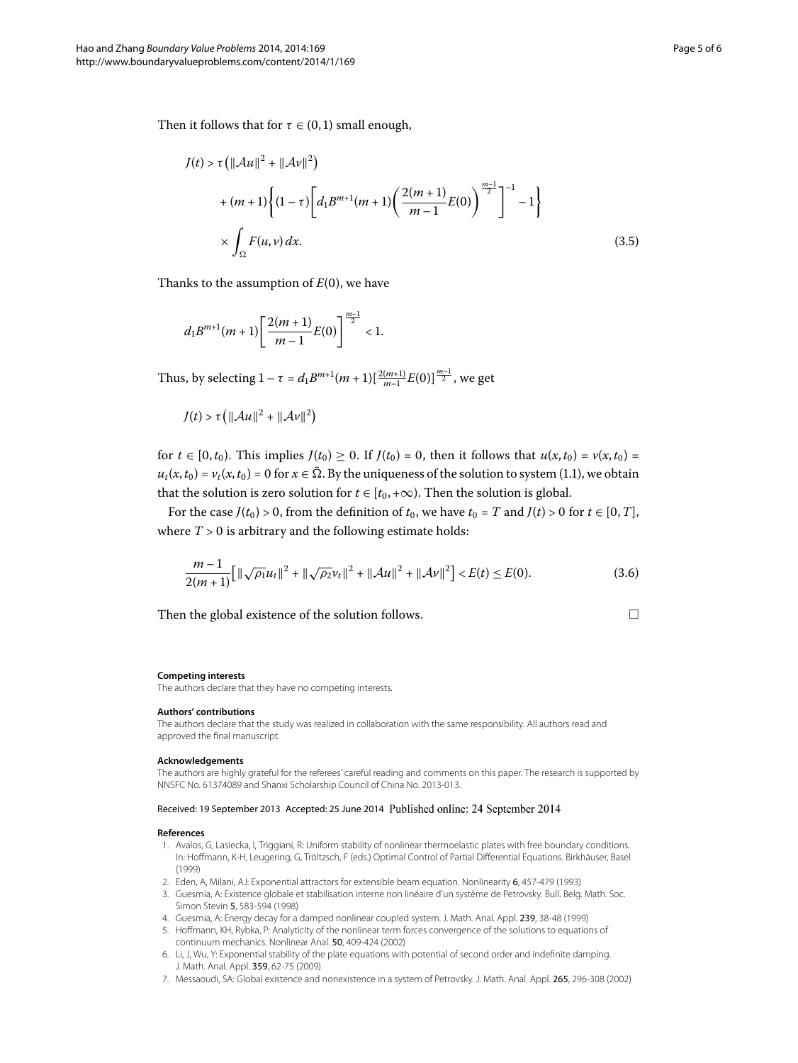Then it follows that for $\tau \in (0,1)$ small enough,

$$
\begin{aligned}
J(t) &> \tau\left(\|\mathcal{A}u\|^2 + \|\mathcal{A}v\|^2\right) \\
&\quad + (m+1)\left\{(1-\tau)\left[d_1 B^{m+1}(m+1)\left(\frac{2(m+1)}{m-1}E(0)\right)^{\frac{m-1}{2}}\right]^{-1} - 1\right\} \\
&\quad \times \int_\Omega F(u,v)\,dx.
\end{aligned}
\tag{3.5}
$$

Thanks to the assumption of $E(0)$, we have

$$
d_1 B^{m+1}(m+1)\left[\frac{2(m+1)}{m-1}E(0)\right]^{\frac{m-1}{2}} < 1.
$$

Thus, by selecting $1-\tau = d_1 B^{m+1}(m+1)[\frac{2(m+1)}{m-1}E(0)]^{\frac{m-1}{2}}$, we get

$$
J(t) > \tau\left(\|\mathcal{A}u\|^2 + \|\mathcal{A}v\|^2\right)
$$

for $t \in [0,t_0)$. This implies $J(t_0) \geq 0$. If $J(t_0) = 0$, then it follows that $u(x,t_0) = v(x,t_0) = u_t(x,t_0) = v_t(x,t_0) = 0$ for $x \in \bar{\Omega}$. By the uniqueness of the solution to system (1.1), we obtain that the solution is zero solution for $t \in [t_0, +\infty)$. Then the solution is global.

For the case $J(t_0) > 0$, from the definition of $t_0$, we have $t_0 = T$ and $J(t) > 0$ for $t \in [0,T]$, where $T > 0$ is arbitrary and the following estimate holds:

$$
\frac{m-1}{2(m+1)}\left[\|\sqrt{\rho_1}u_t\|^2 + \|\sqrt{\rho_2}v_t\|^2 + \|\mathcal{A}u\|^2 + \|\mathcal{A}v\|^2\right] < E(t) \leq E(0).
\tag{3.6}
$$

Then the global existence of the solution follows. □

**Competing interests**

The authors declare that they have no competing interests.

**Authors' contributions**

The authors declare that the study was realized in collaboration with the same responsibility. All authors read and approved the final manuscript.

**Acknowledgements**

The authors are highly grateful for the referees' careful reading and comments on this paper. The research is supported by NNSFC No. 61374089 and Shanxi Scholarship Council of China No. 2013-013.

Received: 19 September 2013 Accepted: 25 June 2014 Published online: 24 September 2014

**References**

1. Avalos, G, Lasiecka, I, Triggiani, R: Uniform stability of nonlinear thermoelastic plates with free boundary conditions. In: Hoffmann, K-H, Leugering, G, Tröltzsch, F (eds.) Optimal Control of Partial Differential Equations. Birkhäuser, Basel (1999)
2. Eden, A, Milani, AJ: Exponential attractors for extensible beam equation. Nonlinearity **6**, 457-479 (1993)
3. Guesmia, A: Existence globale et stabilisation interne non linéaire d'un système de Petrovsky. Bull. Belg. Math. Soc. Simon Stevin **5**, 583-594 (1998)
4. Guesmia, A: Energy decay for a damped nonlinear coupled system. J. Math. Anal. Appl. **239**, 38-48 (1999)
5. Hoffmann, KH, Rybka, P: Analyticity of the nonlinear term forces convergence of the solutions to equations of continuum mechanics. Nonlinear Anal. **50**, 409-424 (2002)
6. Li, J, Wu, Y: Exponential stability of the plate equations with potential of second order and indefinite damping. J. Math. Anal. Appl. **359**, 62-75 (2009)
7. Messaoudi, SA: Global existence and nonexistence in a system of Petrovsky. J. Math. Anal. Appl. **265**, 296-308 (2002)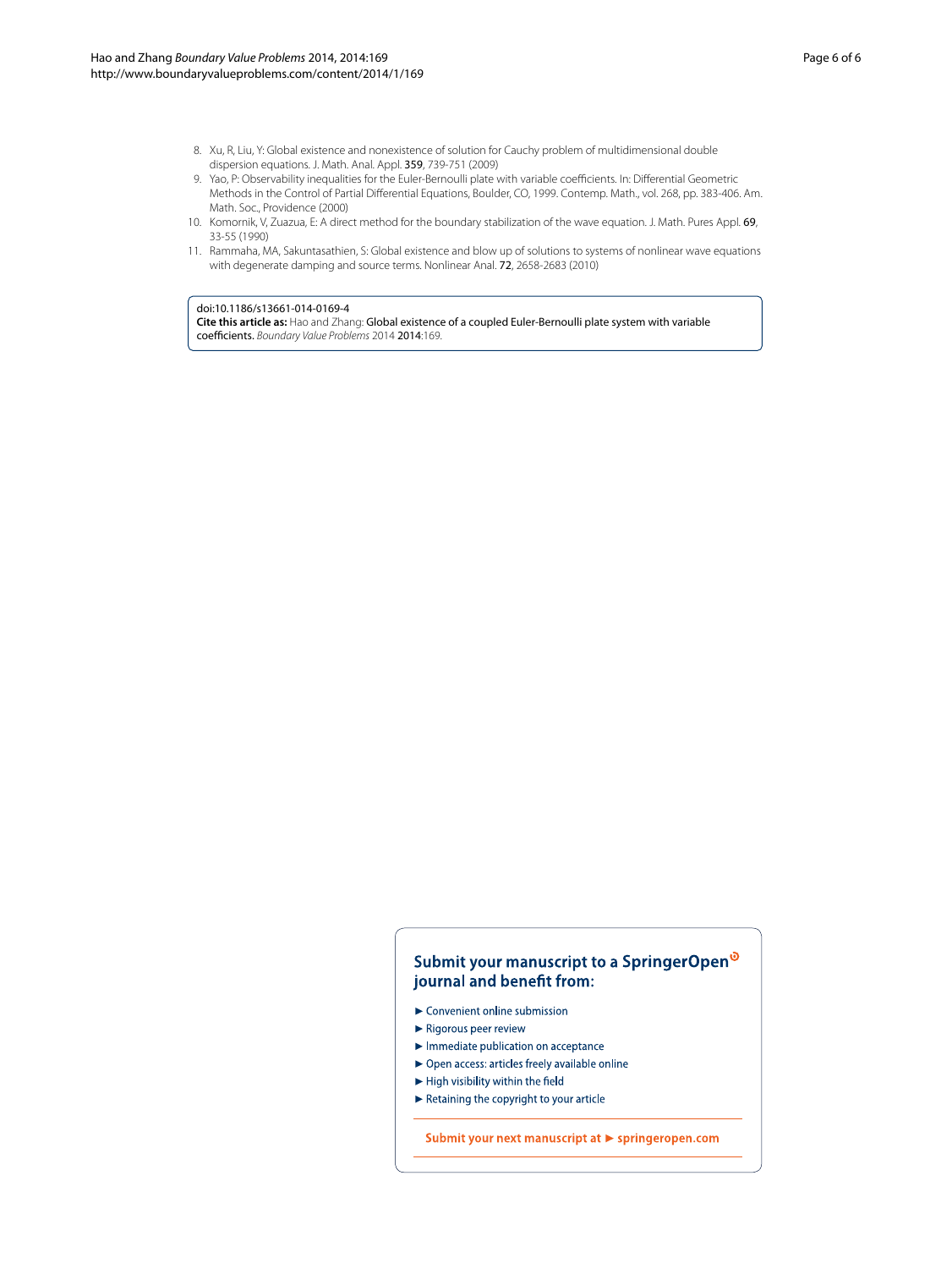8. Xu, R, Liu, Y: Global existence and nonexistence of solution for Cauchy problem of multidimensional double dispersion equations. J. Math. Anal. Appl. **359**, 739-751 (2009)
9. Yao, P: Observability inequalities for the Euler-Bernoulli plate with variable coefficients. In: Differential Geometric Methods in the Control of Partial Differential Equations, Boulder, CO, 1999. Contemp. Math., vol. 268, pp. 383-406. Am. Math. Soc., Providence (2000)
10. Komornik, V, Zuazua, E: A direct method for the boundary stabilization of the wave equation. J. Math. Pures Appl. **69**, 33-55 (1990)
11. Rammaha, MA, Sakuntasathien, S: Global existence and blow up of solutions to systems of nonlinear wave equations with degenerate damping and source terms. Nonlinear Anal. **72**, 2658-2683 (2010)

doi:10.1186/s13661-014-0169-4
**Cite this article as:** Hao and Zhang: Global existence of a coupled Euler-Bernoulli plate system with variable coefficients. *Boundary Value Problems* 2014 **2014**:169.

**Submit your manuscript to a SpringerOpen journal and benefit from:**

- ► Convenient online submission
- ► Rigorous peer review
- ► Immediate publication on acceptance
- ► Open access: articles freely available online
- ► High visibility within the field
- ► Retaining the copyright to your article

**Submit your next manuscript at ► springeropen.com**